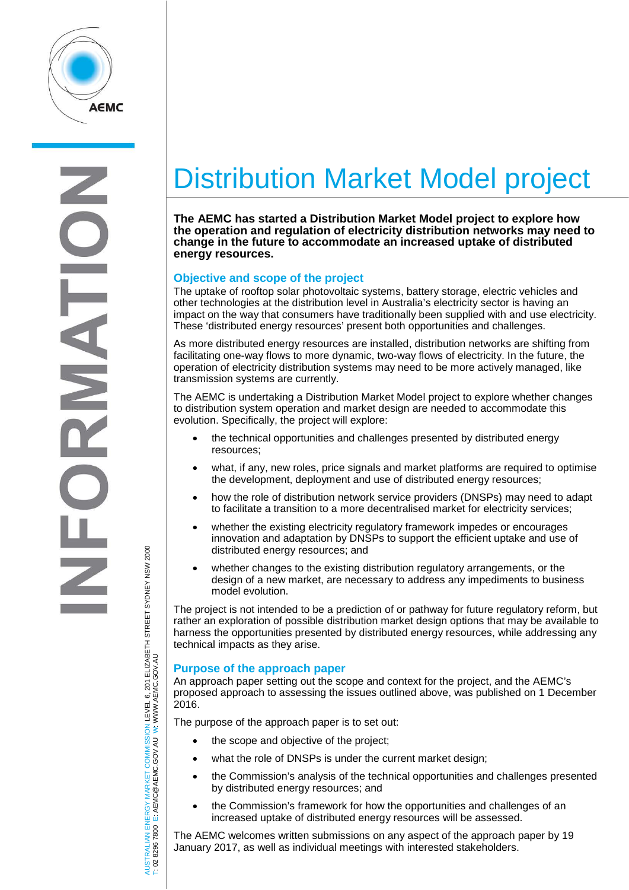# Distribution Market Model project

**The AEMC has started a Distribution Market Model project to explore how the operation and regulation of electricity distribution networks may need to change in the future to accommodate an increased uptake of distributed energy resources.**

## Objective and scope of the project

The uptake of rooftop solar photovoltaic systems, battery storage, electric vehicles and other technologies at the distribution level in Australia's electricity sector is having an impact on the way that consumers have traditionally been supplied with and use electricity. These 'distributed energy resources' present both opportunities and challenges.

As more distributed energy resources are installed, distribution networks are shifting from facilitating one-way flows to more dynamic, two-way flows of electricity. In the future, the operation of electricity distribution systems may need to be more actively managed, like transmission systems are currently.

The AEMC is undertaking a Distribution Market Model project to explore whether changes to distribution system operation and market design are needed to accommodate this evolution. Specifically, the project will explore:

- the technical opportunities and challenges presented by distributed energy resources;
- what, if any, new roles, price signals and market platforms are required to optimise the development, deployment and use of distributed energy resources;
- how the role of distribution network service providers (DNSPs) may need to adapt to facilitate a transition to a more decentralised market for electricity services;
- whether the existing electricity regulatory framework impedes or encourages innovation and adaptation by DNSPs to support the efficient uptake and use of distributed energy resources; and
- whether changes to the existing distribution regulatory arrangements, or the design of a new market, are necessary to address any impediments to business model evolution.

The project is not intended to be a prediction of or pathway for future regulatory reform, but rather an exploration of possible distribution market design options that may be available to harness the opportunities presented by distributed energy resources, while addressing any technical impacts as they arise.

## Purpose of the approach paper

An approach paper setting out the scope and context for the project, and the AEMC's proposed approach to assessing the issues outlined above, was published on 1 December 2016.

The purpose of the approach paper is to set out:

- the scope and objective of the project;
- what the role of DNSPs is under the current market design;
- the Commission's analysis of the technical opportunities and challenges presented by distributed energy resources; and
- the Commission's framework for how the opportunities and challenges of an increased uptake of distributed energy resources will be assessed.

The AEMC welcomes written submissions on any aspect of the approach paper by 19 January 2017, as well as individual meetings with interested stakeholders.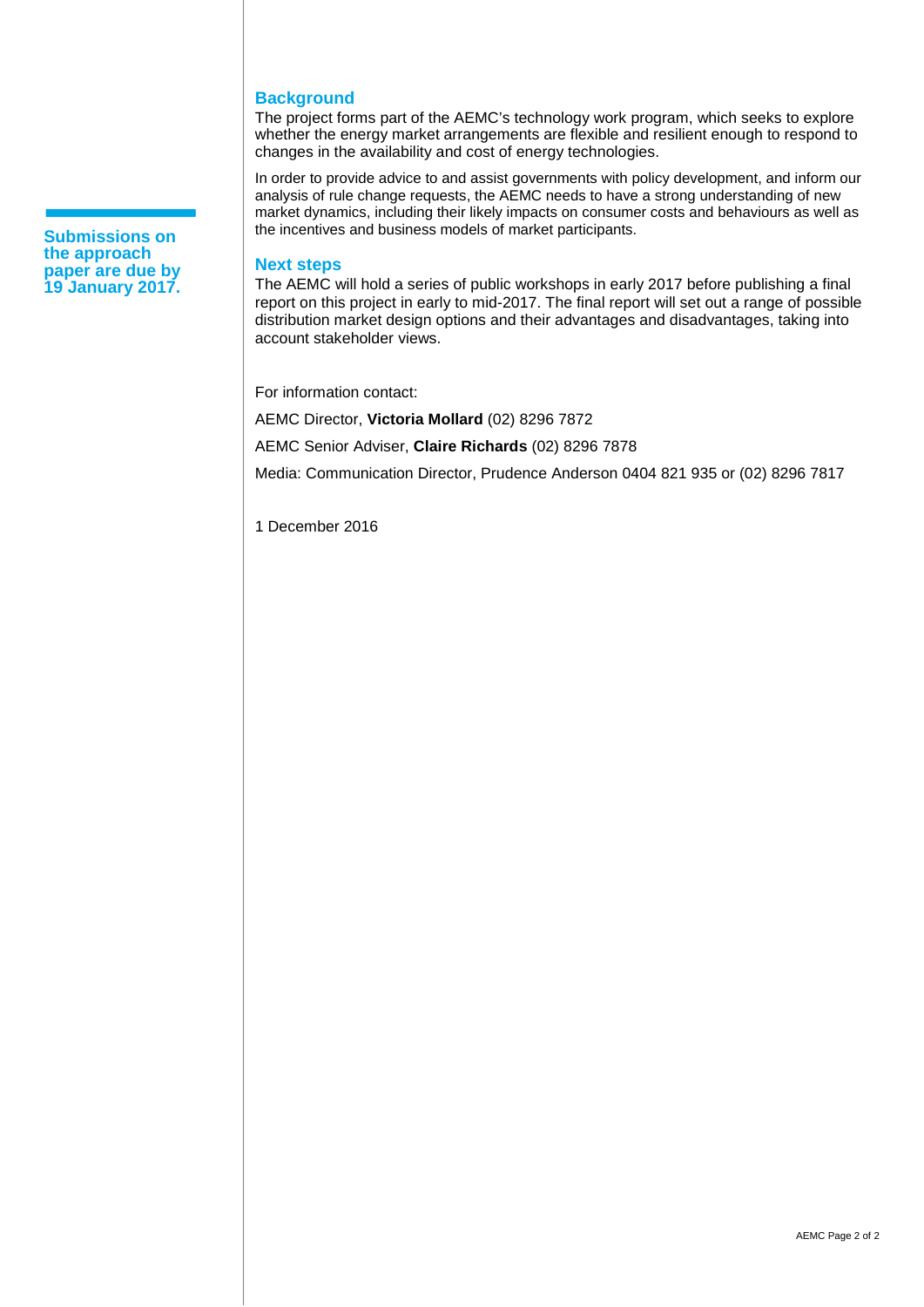**Submissions on the approach paper are due by 19 January 2017.**

## Background

The project forms part of the AEMC's technology work program, which seeks to explore whether the energy market arrangements are flexible and resilient enough to respond to changes in the availability and cost of energy technologies.

In order to provide advice to and assist governments with policy development, and inform our analysis of rule change requests, the AEMC needs to have a strong understanding of new market dynamics, including their likely impacts on consumer costs and behaviours as well as the incentives and business models of market participants.

## Next steps

The AEMC will hold a series of public workshops in early 2017 before publishing a final report on this project in early to mid-2017. The final report will set out a range of possible distribution market design options and their advantages and disadvantages, taking into account stakeholder views.

For information contact:

AEMC Director, **Victoria Mollard** (02) 8296 7872

AEMC Senior Adviser, **Claire Richards** (02) 8296 7878

Media: Communication Director, Prudence Anderson 0404 821 935 or (02) 8296 7817

1 December 2016